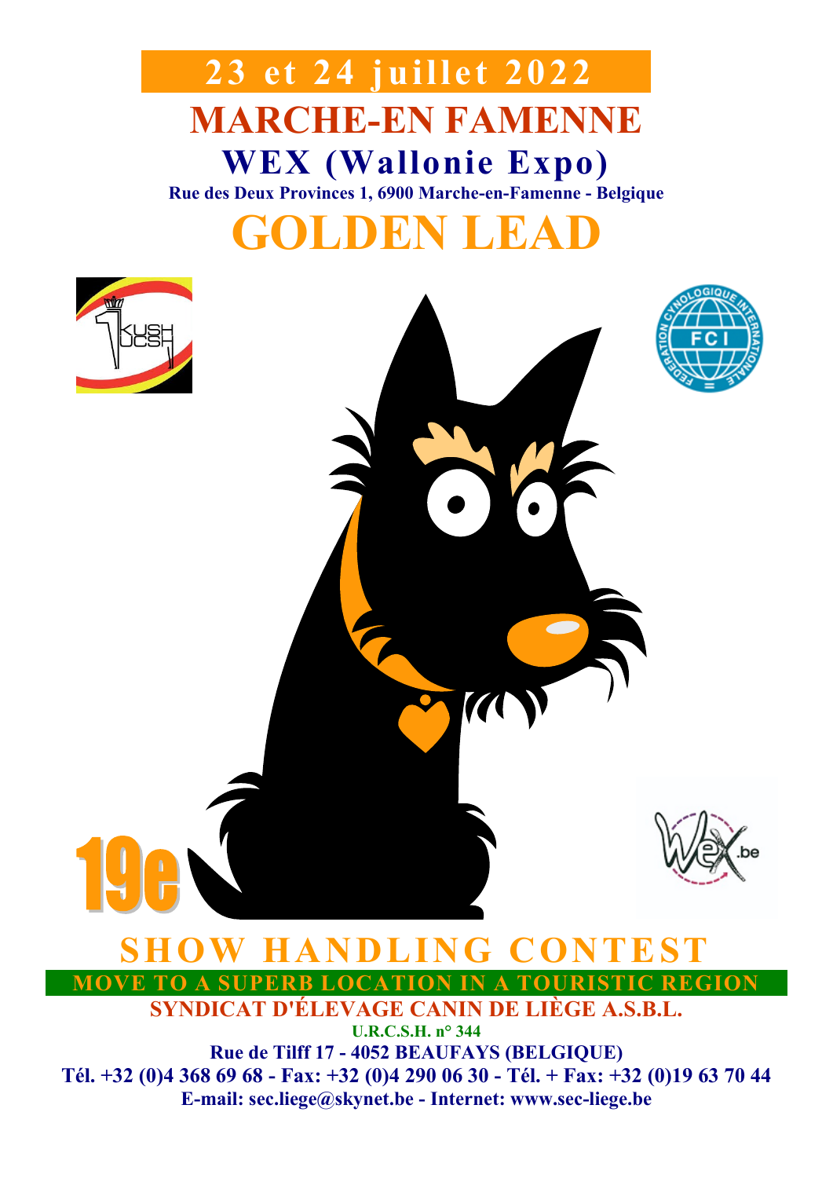# 23 et 24 juillet 2022

## MARCHE-EN FAMENNE

## WEX (Wallonie Expo)

**Rue des Deux Provinces 1, 6900 Marche-en-Famenne - Belgique**

# GOLDEN LEAD

19e

# SHOW HANDLING CONTEST

**MOVE TO A SUPERB LOCATION IN A TOURISTIC REGION**

**SYNDICAT D'ÉLEVAGE CANIN DE LIÈGE A.S.B.L.**

**U.R.C.S.H. n° 344**

**Rue de Tilff 17 - 4052 BEAUFAYS (BELGIQUE)**

**Tél. +32 (0)4 368 69 68 - Fax: +32 (0)4 290 06 30 - Tél. + Fax: +32 (0)19 63 70 44**

**E-mail: sec.liege@skynet.be - Internet: www.sec-liege.be**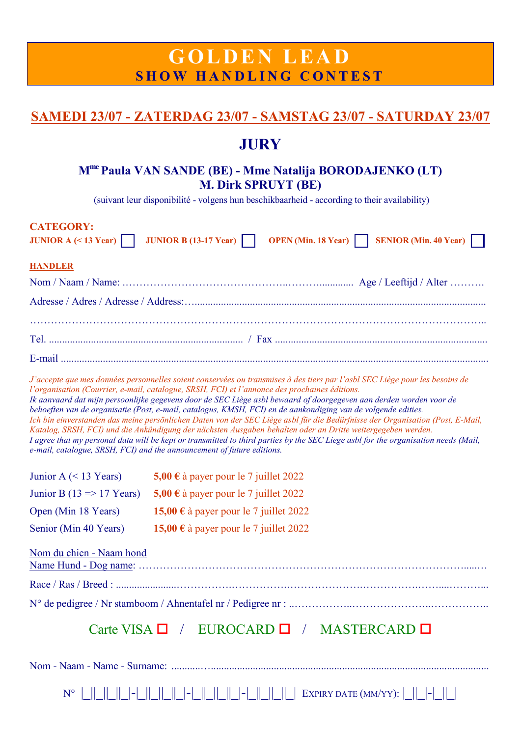# GOLDEN LEAD
## SHOW HANDLING CONTEST

**SAMEDI 23/07 - ZATERDAG 23/07 - SAMSTAG 23/07 - SATURDAY 23/07**

## JURY

**Mme Paula VAN SANDE (BE) - Mme Natalija BORODAJENKO (LT)**
**M. Dirk SPRUYT (BE)**

(suivant leur disponibilité - volgens hun beschikbaarheid - according to their availability)

**CATEGORY:**

**JUNIOR A (< 13 Year)** ☐ **JUNIOR B (13-17 Year)** ☐ **OPEN (Min. 18 Year)** ☐ **SENIOR (Min. 40 Year)** ☐

**HANDLER**

Nom / Naam / Name: …………………………………..………........... Age / Leeftijd / Alter ……….

Adresse / Adres / Adresse / Address:…..........................................................................................................

……………………………………………………………………………………………………………..

Tel. ......................................................................... / Fax ...............................................................................

E-mail ..........................................................................................................................................................

*J'accepte que mes données personnelles soient conservées ou transmises à des tiers par l'asbl SEC Liège pour les besoins de l'organisation (Courrier, e-mail, catalogue, SRSH, FCI) et l'annonce des prochaines éditions.*
*Ik aanvaard dat mijn persoonlijke gegevens door de SEC Liège asbl bewaard of doorgegeven aan derden worden voor de behoeften van de organisatie (Post, e-mail, catalogus, KMSH, FCI) en de aankondiging van de volgende edities.*
*Ich bin einverstanden das meine persönlichen Daten von der SEC Liège asbl für die Bedürfnisse der Organisation (Post, E-Mail, Katalog, SRSH, FCI) und die Ankündigung der nächsten Ausgaben behalten oder an Dritte weitergegeben werden.*
*I agree that my personal data will be kept or transmitted to third parties by the SEC Liege asbl for the organisation needs (Mail, e-mail, catalogue, SRSH, FCI) and the announcement of future editions.*

| | |
|---|---|
| Junior A (< 13 Years) | **5,00 €** à payer pour le 7 juillet 2022 |
| Junior B (13 => 17 Years) | **5,00 €** à payer pour le 7 juillet 2022 |
| Open (Min 18 Years) | **15,00 €** à payer pour le 7 juillet 2022 |
| Senior (Min 40 Years) | **15,00 €** à payer pour le 7 juillet 2022 |

Nom du chien - Naam hond
Name Hund - Dog name: ……………………………………………………………………………......…

Race / Ras / Breed : .......................……………….……………….…………………….……………….……....………...

N° de pedigree / Nr stamboom / Ahnentafel nr / Pedigree nr : ..……………...…………………...……………..

Carte VISA ☐ / EUROCARD ☐ / MASTERCARD ☐

Nom - Naam - Name - Surname: ............…..........................................................................................................

N° |_||_||_||_|-|_||_||_||_|-|_||_||_||_|-|_||_||_||_| EXPIRY DATE (MM/YY): |_||_|-|_||_|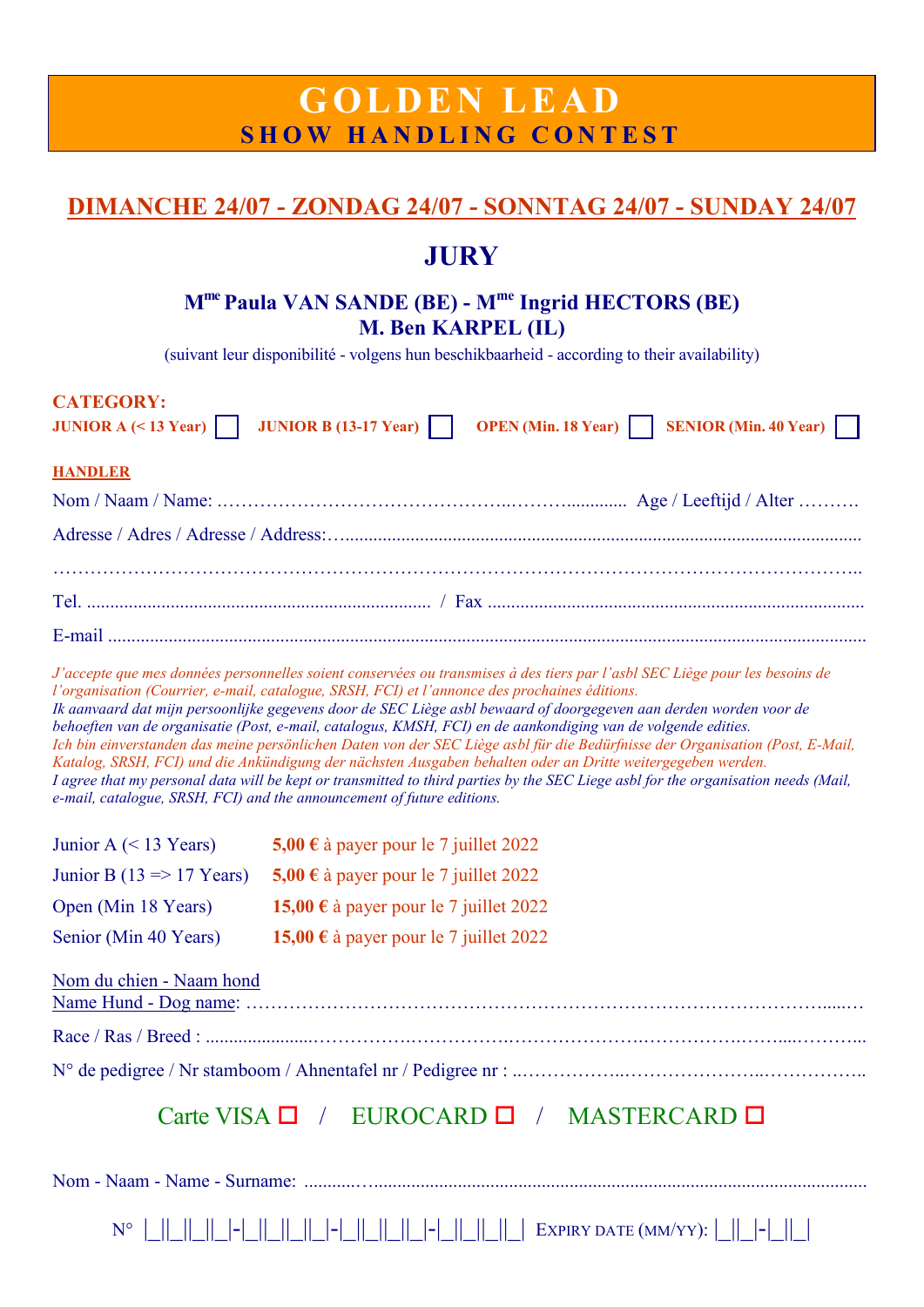# GOLDEN LEAD
## SHOW HANDLING CONTEST

## DIMANCHE 24/07 - ZONDAG 24/07 - SONNTAG 24/07 - SUNDAY 24/07

## JURY

**Mme Paula VAN SANDE (BE) - Mme Ingrid HECTORS (BE)**
**M. Ben KARPEL (IL)**

(suivant leur disponibilité - volgens hun beschikbaarheid - according to their availability)

**CATEGORY:**

**JUNIOR A (< 13 Year)** ☐ **JUNIOR B (13-17 Year)** ☐ **OPEN (Min. 18 Year)** ☐ **SENIOR (Min. 40 Year)** ☐

**HANDLER**

Nom / Naam / Name: ……………………………………..……............ Age / Leeftijd / Alter ……….

Adresse / Adres / Adresse / Address:…............................................................................................

……………………………………………………………………………………………………………..

Tel. ......................................................................... / Fax ...............................................................

E-mail ..................................................................................................................................................

*J'accepte que mes données personnelles soient conservées ou transmises à des tiers par l'asbl SEC Liège pour les besoins de l'organisation (Courrier, e-mail, catalogue, SRSH, FCI) et l'annonce des prochaines éditions.*
*Ik aanvaard dat mijn persoonlijke gegevens door de SEC Liège asbl bewaard of doorgegeven aan derden worden voor de behoeften van de organisatie (Post, e-mail, catalogus, KMSH, FCI) en de aankondiging van de volgende edities.*
*Ich bin einverstanden das meine persönlichen Daten von der SEC Liège asbl für die Bedürfnisse der Organisation (Post, E-Mail, Katalog, SRSH, FCI) und die Ankündigung der nächsten Ausgaben behalten oder an Dritte weitergegeben werden.*
*I agree that my personal data will be kept or transmitted to third parties by the SEC Liege asbl for the organisation needs (Mail, e-mail, catalogue, SRSH, FCI) and the announcement of future editions.*

| | |
|---|---|
| Junior A (< 13 Years) | **5,00 €** à payer pour le 7 juillet 2022 |
| Junior B (13 => 17 Years) | **5,00 €** à payer pour le 7 juillet 2022 |
| Open (Min 18 Years) | **15,00 €** à payer pour le 7 juillet 2022 |
| Senior (Min 40 Years) | **15,00 €** à payer pour le 7 juillet 2022 |

Nom du chien - Naam hond
Name Hund - Dog name: ……………………………………………………………………………......…

Race / Ras / Breed : .......................……………..…………….………………….……………..……....………...

N° de pedigree / Nr stamboom / Ahnentafel nr / Pedigree nr : ..……………..…………………..……………..

Carte VISA ☐ / EUROCARD ☐ / MASTERCARD ☐

Nom - Naam - Name - Surname: ...........…........................................................................................

N° |_||_||_||_|-|_||_||_||_|-|_||_||_||_|-|_||_||_||_| EXPIRY DATE (MM/YY): |_||_|-|_||_|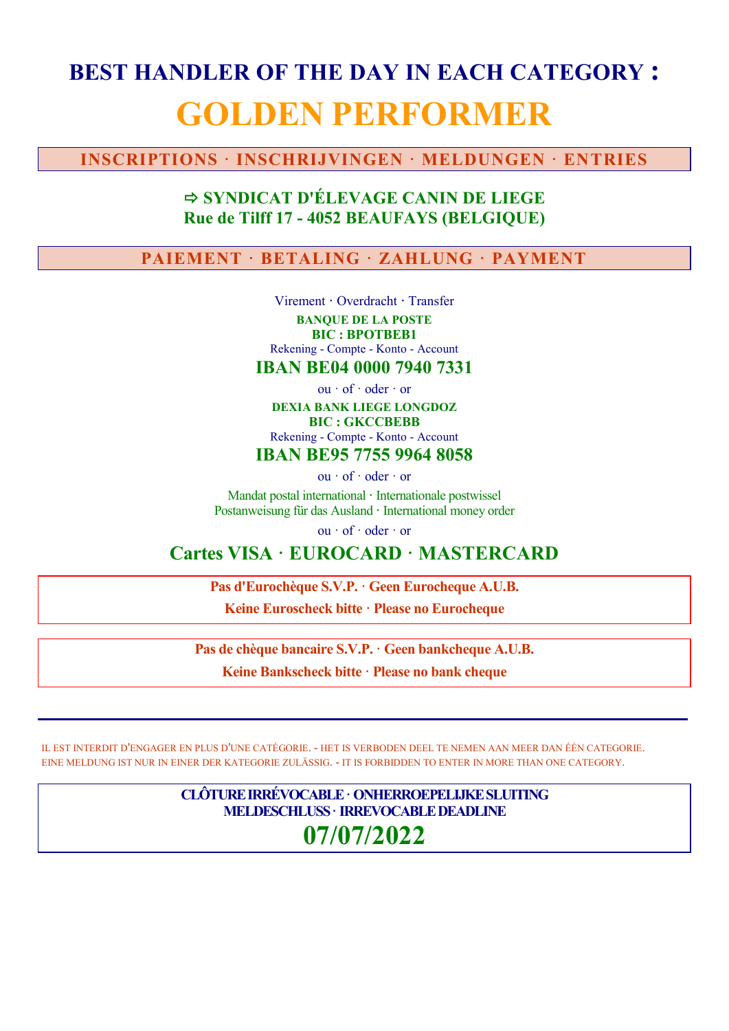# BEST HANDLER OF THE DAY IN EACH CATEGORY :

# GOLDEN PERFORMER

## INSCRIPTIONS · INSCHRIJVINGEN · MELDUNGEN · ENTRIES

**⇨ SYNDICAT D'ÉLEVAGE CANIN DE LIEGE**
**Rue de Tilff 17 - 4052 BEAUFAYS (BELGIQUE)**

## PAIEMENT · BETALING · ZAHLUNG · PAYMENT

Virement · Overdracht · Transfer

**BANQUE DE LA POSTE**
**BIC : BPOTBEB1**
Rekening - Compte - Konto - Account
**IBAN BE04 0000 7940 7331**

ou · of · oder · or

**DEXIA BANK LIEGE LONGDOZ**
**BIC : GKCCBEBB**
Rekening - Compte - Konto - Account
**IBAN BE95 7755 9964 8058**

ou · of · oder · or

Mandat postal international · Internationale postwissel
Postanweisung für das Ausland · International money order

ou · of · oder · or

**Cartes VISA · EUROCARD · MASTERCARD**

**Pas d'Eurochèque S.V.P. · Geen Eurocheque A.U.B.**
**Keine Euroscheck bitte · Please no Eurocheque**

**Pas de chèque bancaire S.V.P. · Geen bankcheque A.U.B.**
**Keine Bankscheck bitte · Please no bank cheque**

---

IL EST INTERDIT D'ENGAGER EN PLUS D'UNE CATÉGORIE. - HET IS VERBODEN DEEL TE NEMEN AAN MEER DAN ÉÉN CATEGORIE.
EINE MELDUNG IST NUR IN EINER DER KATEGORIE ZULÄSSIG. - IT IS FORBIDDEN TO ENTER IN MORE THAN ONE CATEGORY.

**CLÔTURE IRRÉVOCABLE · ONHERROEPELIJKE SLUITING**
**MELDESCHLUSS · IRREVOCABLE DEADLINE**
**07/07/2022**